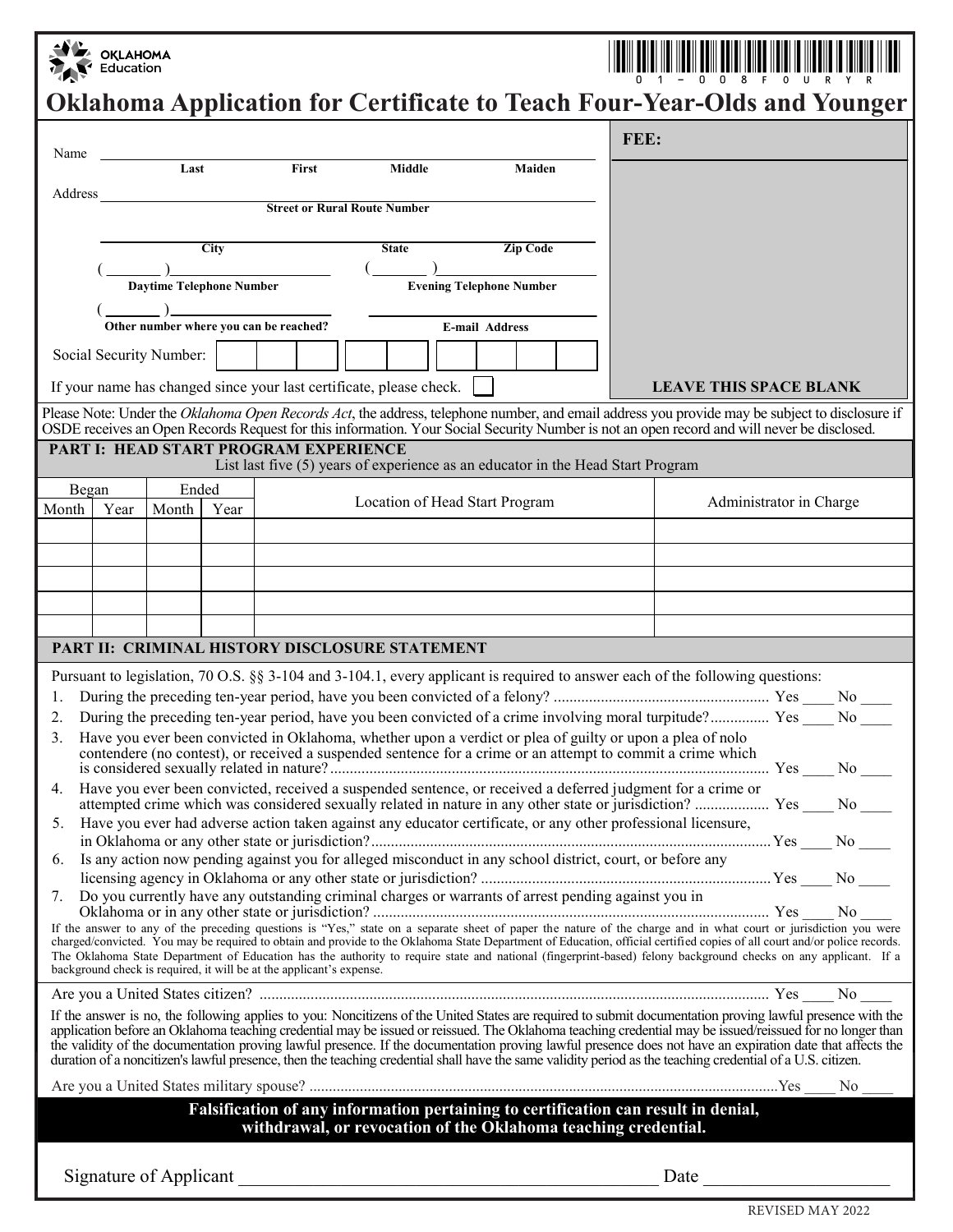Oklahoma Education

01-008FOURYR

# Oklahoma Application for Certificate to Teach Four-Year-Olds and Younger

Name ______________________________________________
Last First Middle Maiden

Address ______________________________________________
Street or Rural Route Number

______________________________________________
City State Zip Code

( ______ )__________________ ( ______ )__________________
Daytime Telephone Number Evening Telephone Number

( ______ )__________________ ______________________
Other number where you can be reached? E-mail Address

Social Security Number: ☐☐☐ ☐☐ ☐☐☐☐

If your name has changed since your last certificate, please check. ☐

**FEE:**

**LEAVE THIS SPACE BLANK**

Please Note: Under the *Oklahoma Open Records Act*, the address, telephone number, and email address you provide may be subject to disclosure if OSDE receives an Open Records Request for this information. Your Social Security Number is not an open record and will never be disclosed.

## PART I: HEAD START PROGRAM EXPERIENCE

List last five (5) years of experience as an educator in the Head Start Program

| Began | | Ended | | Location of Head Start Program | Administrator in Charge |
|---|---|---|---|---|---|
| Month | Year | Month | Year | | |
| | | | | | |
| | | | | | |
| | | | | | |
| | | | | | |
| | | | | | |

## PART II: CRIMINAL HISTORY DISCLOSURE STATEMENT

Pursuant to legislation, 70 O.S. §§ 3-104 and 3-104.1, every applicant is required to answer each of the following questions:

1. During the preceding ten-year period, have you been convicted of a felony? ....... Yes ____ No ____
2. During the preceding ten-year period, have you been convicted of a crime involving moral turpitude? ....... Yes ____ No ____
3. Have you ever been convicted in Oklahoma, whether upon a verdict or plea of guilty or upon a plea of nolo contendere (no contest), or received a suspended sentence for a crime or an attempt to commit a crime which is considered sexually related in nature? ....... Yes ____ No ____
4. Have you ever been convicted, received a suspended sentence, or received a deferred judgment for a crime or attempted crime which was considered sexually related in nature in any other state or jurisdiction? ....... Yes ____ No ____
5. Have you ever had adverse action taken against any educator certificate, or any other professional licensure, in Oklahoma or any other state or jurisdiction? ....... Yes ____ No ____
6. Is any action now pending against you for alleged misconduct in any school district, court, or before any licensing agency in Oklahoma or any other state or jurisdiction? ....... Yes ____ No ____
7. Do you currently have any outstanding criminal charges or warrants of arrest pending against you in Oklahoma or in any other state or jurisdiction? ....... Yes ____ No ____

If the answer to any of the preceding questions is "Yes," state on a separate sheet of paper the nature of the charge and in what court or jurisdiction you were charged/convicted. You may be required to obtain and provide to the Oklahoma State Department of Education, official certified copies of all court and/or police records. The Oklahoma State Department of Education has the authority to require state and national (fingerprint-based) felony background checks on any applicant. If a background check is required, it will be at the applicant's expense.

Are you a United States citizen? ....... Yes ____ No ____

If the answer is no, the following applies to you: Noncitizens of the United States are required to submit documentation proving lawful presence with the application before an Oklahoma teaching credential may be issued or reissued. The Oklahoma teaching credential may be issued/reissued for no longer than the validity of the documentation proving lawful presence. If the documentation proving lawful presence does not have an expiration date that affects the duration of a noncitizen's lawful presence, then the teaching credential shall have the same validity period as the teaching credential of a U.S. citizen.

Are you a United States military spouse? ....... Yes ____ No ____

**Falsification of any information pertaining to certification can result in denial, withdrawal, or revocation of the Oklahoma teaching credential.**

Signature of Applicant ______________________________ Date ______________

REVISED MAY 2022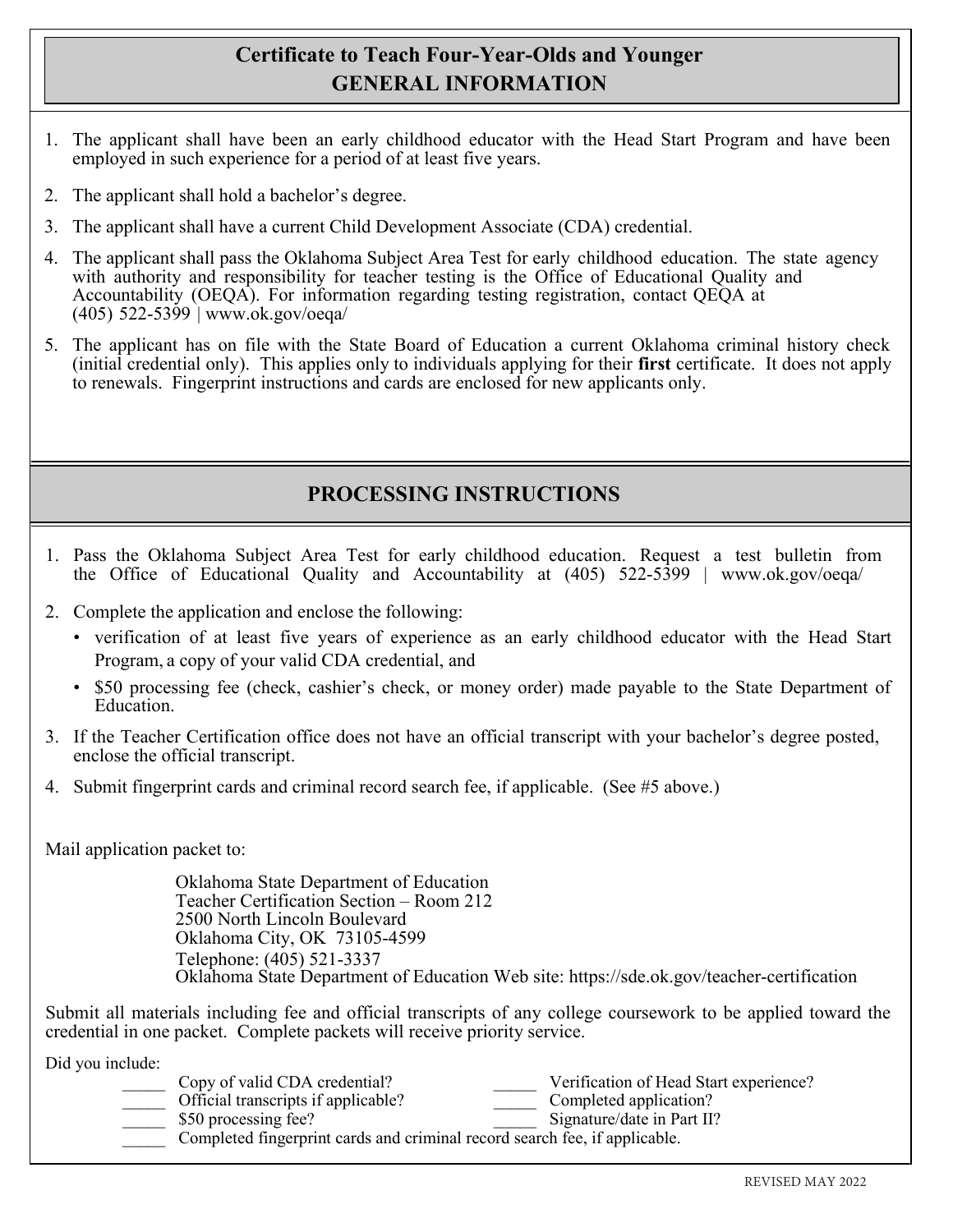## Certificate to Teach Four-Year-Olds and Younger
## GENERAL INFORMATION

1. The applicant shall have been an early childhood educator with the Head Start Program and have been employed in such experience for a period of at least five years.
2. The applicant shall hold a bachelor's degree.
3. The applicant shall have a current Child Development Associate (CDA) credential.
4. The applicant shall pass the Oklahoma Subject Area Test for early childhood education. The state agency with authority and responsibility for teacher testing is the Office of Educational Quality and Accountability (OEQA). For information regarding testing registration, contact QEQA at (405) 522-5399 | www.ok.gov/oeqa/
5. The applicant has on file with the State Board of Education a current Oklahoma criminal history check (initial credential only). This applies only to individuals applying for their **first** certificate. It does not apply to renewals. Fingerprint instructions and cards are enclosed for new applicants only.

## PROCESSING INSTRUCTIONS

1. Pass the Oklahoma Subject Area Test for early childhood education. Request a test bulletin from the Office of Educational Quality and Accountability at (405) 522-5399 | www.ok.gov/oeqa/
2. Complete the application and enclose the following:
   - verification of at least five years of experience as an early childhood educator with the Head Start Program, a copy of your valid CDA credential, and
   - $50 processing fee (check, cashier's check, or money order) made payable to the State Department of Education.
3. If the Teacher Certification office does not have an official transcript with your bachelor's degree posted, enclose the official transcript.
4. Submit fingerprint cards and criminal record search fee, if applicable. (See #5 above.)

Mail application packet to:

Oklahoma State Department of Education
Teacher Certification Section – Room 212
2500 North Lincoln Boulevard
Oklahoma City, OK 73105-4599
Telephone: (405) 521-3337
Oklahoma State Department of Education Web site: https://sde.ok.gov/teacher-certification

Submit all materials including fee and official transcripts of any college coursework to be applied toward the credential in one packet. Complete packets will receive priority service.

Did you include:

_____ Copy of valid CDA credential?
_____ Official transcripts if applicable?
_____ $50 processing fee?
_____ Verification of Head Start experience?
_____ Completed application?
_____ Signature/date in Part II?
_____ Completed fingerprint cards and criminal record search fee, if applicable.

REVISED MAY 2022